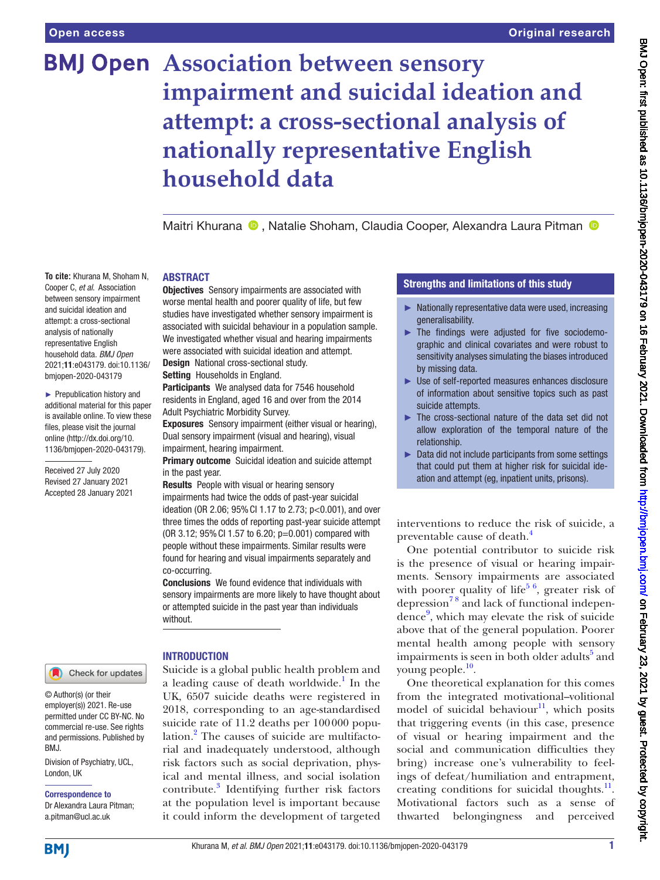# Association between sensory impairment and suicidal ideation and attempt: a cross-sectional analysis of nationally representative English household data

Maitri Khurana, Natalie Shoham, Claudia Cooper, Alexandra Laura Pitman

**To cite:** Khurana M, Shoham N, Cooper C, *et al*. Association between sensory impairment and suicidal ideation and attempt: a cross-sectional analysis of nationally representative English household data. *BMJ Open* 2021;**11**:e043179. doi:10.1136/bmjopen-2020-043179

► Prepublication history and additional material for this paper is available online. To view these files, please visit the journal online (http://dx.doi.org/10.1136/bmjopen-2020-043179).

Received 27 July 2020
Revised 27 January 2021
Accepted 28 January 2021

© Author(s) (or their employer(s)) 2021. Re-use permitted under CC BY-NC. No commercial re-use. See rights and permissions. Published by BMJ.

Division of Psychiatry, UCL, London, UK

**Correspondence to**
Dr Alexandra Laura Pitman; a.pitman@ucl.ac.uk

## ABSTRACT

**Objectives** Sensory impairments are associated with worse mental health and poorer quality of life, but few studies have investigated whether sensory impairment is associated with suicidal behaviour in a population sample. We investigated whether visual and hearing impairments were associated with suicidal ideation and attempt.

**Design** National cross-sectional study.

**Setting** Households in England.

**Participants** We analysed data for 7546 household residents in England, aged 16 and over from the 2014 Adult Psychiatric Morbidity Survey.

**Exposures** Sensory impairment (either visual or hearing), Dual sensory impairment (visual and hearing), visual impairment, hearing impairment.

**Primary outcome** Suicidal ideation and suicide attempt in the past year.

**Results** People with visual or hearing sensory impairments had twice the odds of past-year suicidal ideation (OR 2.06; 95% CI 1.17 to 2.73; p<0.001), and over three times the odds of reporting past-year suicide attempt (OR 3.12; 95% CI 1.57 to 6.20; p=0.001) compared with people without these impairments. Similar results were found for hearing and visual impairments separately and co-occurring.

**Conclusions** We found evidence that individuals with sensory impairments are more likely to have thought about or attempted suicide in the past year than individuals without.

## Strengths and limitations of this study

- ► Nationally representative data were used, increasing generalisability.
- ► The findings were adjusted for five sociodemographic and clinical covariates and were robust to sensitivity analyses simulating the biases introduced by missing data.
- ► Use of self-reported measures enhances disclosure of information about sensitive topics such as past suicide attempts.
- ► The cross-sectional nature of the data set did not allow exploration of the temporal nature of the relationship.
- ► Data did not include participants from some settings that could put them at higher risk for suicidal ideation and attempt (eg, inpatient units, prisons).

## INTRODUCTION

Suicide is a global public health problem and a leading cause of death worldwide.[1] In the UK, 6507 suicide deaths were registered in 2018, corresponding to an age-standardised suicide rate of 11.2 deaths per 100 000 population.[2] The causes of suicide are multifactorial and inadequately understood, although risk factors such as social deprivation, physical and mental illness, and social isolation contribute.[3] Identifying further risk factors at the population level is important because it could inform the development of targeted interventions to reduce the risk of suicide, a preventable cause of death.[4]

One potential contributor to suicide risk is the presence of visual or hearing impairments. Sensory impairments are associated with poorer quality of life[5 6], greater risk of depression[7 8] and lack of functional independence[9], which may elevate the risk of suicide above that of the general population. Poorer mental health among people with sensory impairments is seen in both older adults[5] and young people.[10].

One theoretical explanation for this comes from the integrated motivational–volitional model of suicidal behaviour[11], which posits that triggering events (in this case, presence of visual or hearing impairment and the social and communication difficulties they bring) increase one's vulnerability to feelings of defeat/humiliation and entrapment, creating conditions for suicidal thoughts.[11]. Motivational factors such as a sense of thwarted belongingness and perceived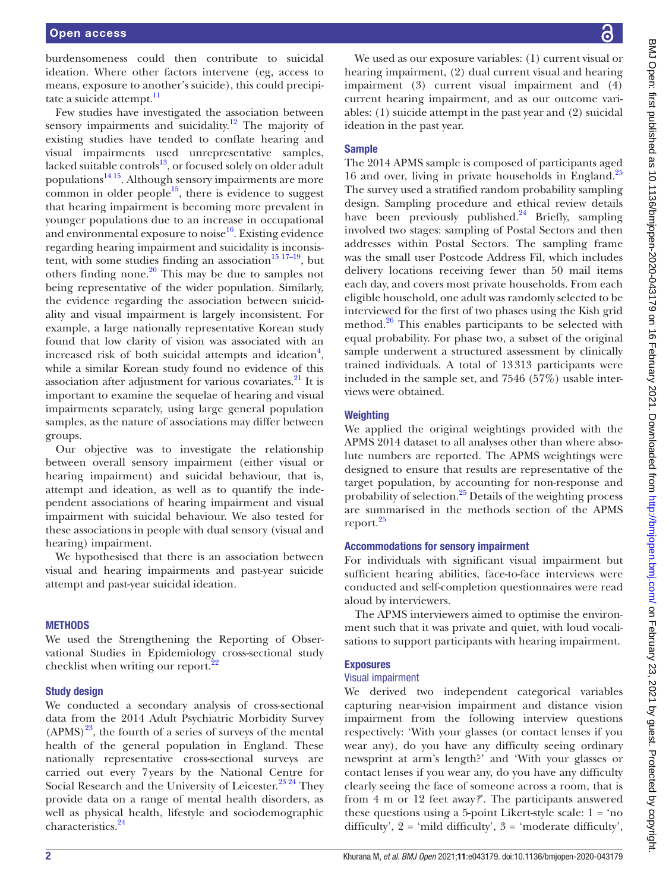burdensomeness could then contribute to suicidal ideation. Where other factors intervene (eg, access to means, exposure to another's suicide), this could precipitate a suicide attempt.[11]

Few studies have investigated the association between sensory impairments and suicidality.[12] The majority of existing studies have tended to conflate hearing and visual impairments used unrepresentative samples, lacked suitable controls[13], or focused solely on older adult populations[14 15]. Although sensory impairments are more common in older people[15], there is evidence to suggest that hearing impairment is becoming more prevalent in younger populations due to an increase in occupational and environmental exposure to noise[16]. Existing evidence regarding hearing impairment and suicidality is inconsistent, with some studies finding an association[15 17–19], but others finding none.[20] This may be due to samples not being representative of the wider population. Similarly, the evidence regarding the association between suicidality and visual impairment is largely inconsistent. For example, a large nationally representative Korean study found that low clarity of vision was associated with an increased risk of both suicidal attempts and ideation[4], while a similar Korean study found no evidence of this association after adjustment for various covariates.[21] It is important to examine the sequelae of hearing and visual impairments separately, using large general population samples, as the nature of associations may differ between groups.

Our objective was to investigate the relationship between overall sensory impairment (either visual or hearing impairment) and suicidal behaviour, that is, attempt and ideation, as well as to quantify the independent associations of hearing impairment and visual impairment with suicidal behaviour. We also tested for these associations in people with dual sensory (visual and hearing) impairment.

We hypothesised that there is an association between visual and hearing impairments and past-year suicide attempt and past-year suicidal ideation.

## METHODS

We used the Strengthening the Reporting of Observational Studies in Epidemiology cross-sectional study checklist when writing our report.[22]

### Study design

We conducted a secondary analysis of cross-sectional data from the 2014 Adult Psychiatric Morbidity Survey (APMS)[23], the fourth of a series of surveys of the mental health of the general population in England. These nationally representative cross-sectional surveys are carried out every 7 years by the National Centre for Social Research and the University of Leicester.[23 24] They provide data on a range of mental health disorders, as well as physical health, lifestyle and sociodemographic characteristics.[24]

We used as our exposure variables: (1) current visual or hearing impairment, (2) dual current visual and hearing impairment (3) current visual impairment and (4) current hearing impairment, and as our outcome variables: (1) suicide attempt in the past year and (2) suicidal ideation in the past year.

### Sample

The 2014 APMS sample is composed of participants aged 16 and over, living in private households in England.[25] The survey used a stratified random probability sampling design. Sampling procedure and ethical review details have been previously published.[24] Briefly, sampling involved two stages: sampling of Postal Sectors and then addresses within Postal Sectors. The sampling frame was the small user Postcode Address Fil, which includes delivery locations receiving fewer than 50 mail items each day, and covers most private households. From each eligible household, one adult was randomly selected to be interviewed for the first of two phases using the Kish grid method.[26] This enables participants to be selected with equal probability. For phase two, a subset of the original sample underwent a structured assessment by clinically trained individuals. A total of 13 313 participants were included in the sample set, and 7546 (57%) usable interviews were obtained.

### Weighting

We applied the original weightings provided with the APMS 2014 dataset to all analyses other than where absolute numbers are reported. The APMS weightings were designed to ensure that results are representative of the target population, by accounting for non-response and probability of selection.[25] Details of the weighting process are summarised in the methods section of the APMS report.[25]

### Accommodations for sensory impairment

For individuals with significant visual impairment but sufficient hearing abilities, face-to-face interviews were conducted and self-completion questionnaires were read aloud by interviewers.

The APMS interviewers aimed to optimise the environment such that it was private and quiet, with loud vocalisations to support participants with hearing impairment.

### Exposures

#### Visual impairment

We derived two independent categorical variables capturing near-vision impairment and distance vision impairment from the following interview questions respectively: 'With your glasses (or contact lenses if you wear any), do you have any difficulty seeing ordinary newsprint at arm's length?' and 'With your glasses or contact lenses if you wear any, do you have any difficulty clearly seeing the face of someone across a room, that is from 4 m or 12 feet away?'. The participants answered these questions using a 5-point Likert-style scale: 1 = 'no difficulty', 2 = 'mild difficulty', 3 = 'moderate difficulty',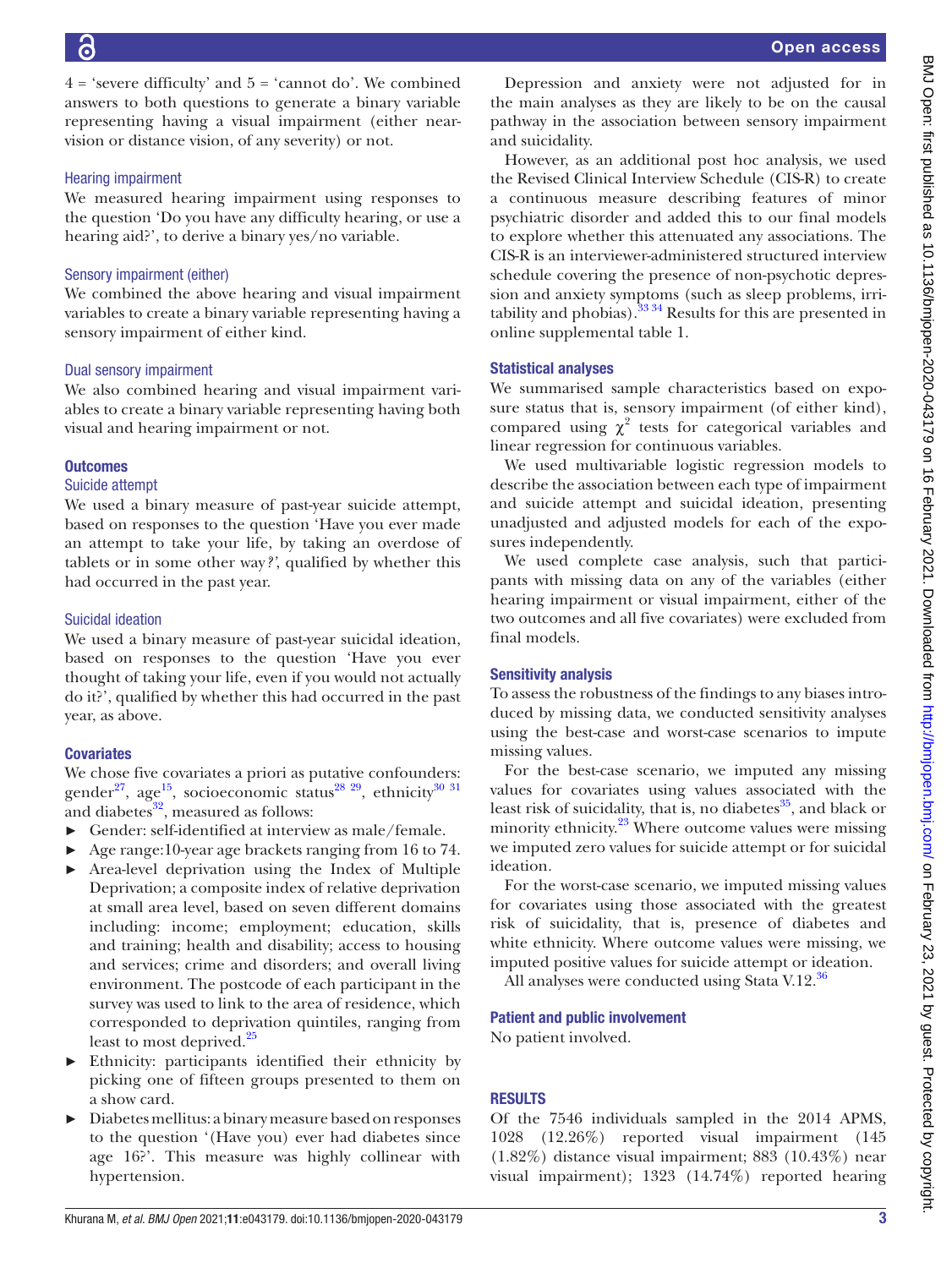4 = 'severe difficulty' and 5 = 'cannot do'. We combined answers to both questions to generate a binary variable representing having a visual impairment (either near-vision or distance vision, of any severity) or not.

### Hearing impairment

We measured hearing impairment using responses to the question 'Do you have any difficulty hearing, or use a hearing aid?', to derive a binary yes/no variable.

### Sensory impairment (either)

We combined the above hearing and visual impairment variables to create a binary variable representing having a sensory impairment of either kind.

### Dual sensory impairment

We also combined hearing and visual impairment variables to create a binary variable representing having both visual and hearing impairment or not.

## Outcomes

### Suicide attempt

We used a binary measure of past-year suicide attempt, based on responses to the question 'Have you ever made an attempt to take your life, by taking an overdose of tablets or in some other way?', qualified by whether this had occurred in the past year.

### Suicidal ideation

We used a binary measure of past-year suicidal ideation, based on responses to the question 'Have you ever thought of taking your life, even if you would not actually do it?', qualified by whether this had occurred in the past year, as above.

## Covariates

We chose five covariates a priori as putative confounders: gender[27], age[15], socioeconomic status[28 29], ethnicity[30 31] and diabetes[32], measured as follows:

- Gender: self-identified at interview as male/female.
- Age range:10-year age brackets ranging from 16 to 74.
- Area-level deprivation using the Index of Multiple Deprivation; a composite index of relative deprivation at small area level, based on seven different domains including: income; employment; education, skills and training; health and disability; access to housing and services; crime and disorders; and overall living environment. The postcode of each participant in the survey was used to link to the area of residence, which corresponded to deprivation quintiles, ranging from least to most deprived.[25]
- Ethnicity: participants identified their ethnicity by picking one of fifteen groups presented to them on a show card.
- Diabetes mellitus: a binary measure based on responses to the question '(Have you) ever had diabetes since age 16?'. This measure was highly collinear with hypertension.

Depression and anxiety were not adjusted for in the main analyses as they are likely to be on the causal pathway in the association between sensory impairment and suicidality.

However, as an additional post hoc analysis, we used the Revised Clinical Interview Schedule (CIS-R) to create a continuous measure describing features of minor psychiatric disorder and added this to our final models to explore whether this attenuated any associations. The CIS-R is an interviewer-administered structured interview schedule covering the presence of non-psychotic depression and anxiety symptoms (such as sleep problems, irritability and phobias).[33 34] Results for this are presented in online supplemental table 1.

## Statistical analyses

We summarised sample characteristics based on exposure status that is, sensory impairment (of either kind), compared using $\chi^2$ tests for categorical variables and linear regression for continuous variables.

We used multivariable logistic regression models to describe the association between each type of impairment and suicide attempt and suicidal ideation, presenting unadjusted and adjusted models for each of the exposures independently.

We used complete case analysis, such that participants with missing data on any of the variables (either hearing impairment or visual impairment, either of the two outcomes and all five covariates) were excluded from final models.

## Sensitivity analysis

To assess the robustness of the findings to any biases introduced by missing data, we conducted sensitivity analyses using the best-case and worst-case scenarios to impute missing values.

For the best-case scenario, we imputed any missing values for covariates using values associated with the least risk of suicidality, that is, no diabetes[35], and black or minority ethnicity.[23] Where outcome values were missing we imputed zero values for suicide attempt or for suicidal ideation.

For the worst-case scenario, we imputed missing values for covariates using those associated with the greatest risk of suicidality, that is, presence of diabetes and white ethnicity. Where outcome values were missing, we imputed positive values for suicide attempt or ideation.

All analyses were conducted using Stata V.12.[36]

## Patient and public involvement

No patient involved.

## RESULTS

Of the 7546 individuals sampled in the 2014 APMS, 1028 (12.26%) reported visual impairment (145 (1.82%) distance visual impairment; 883 (10.43%) near visual impairment); 1323 (14.74%) reported hearing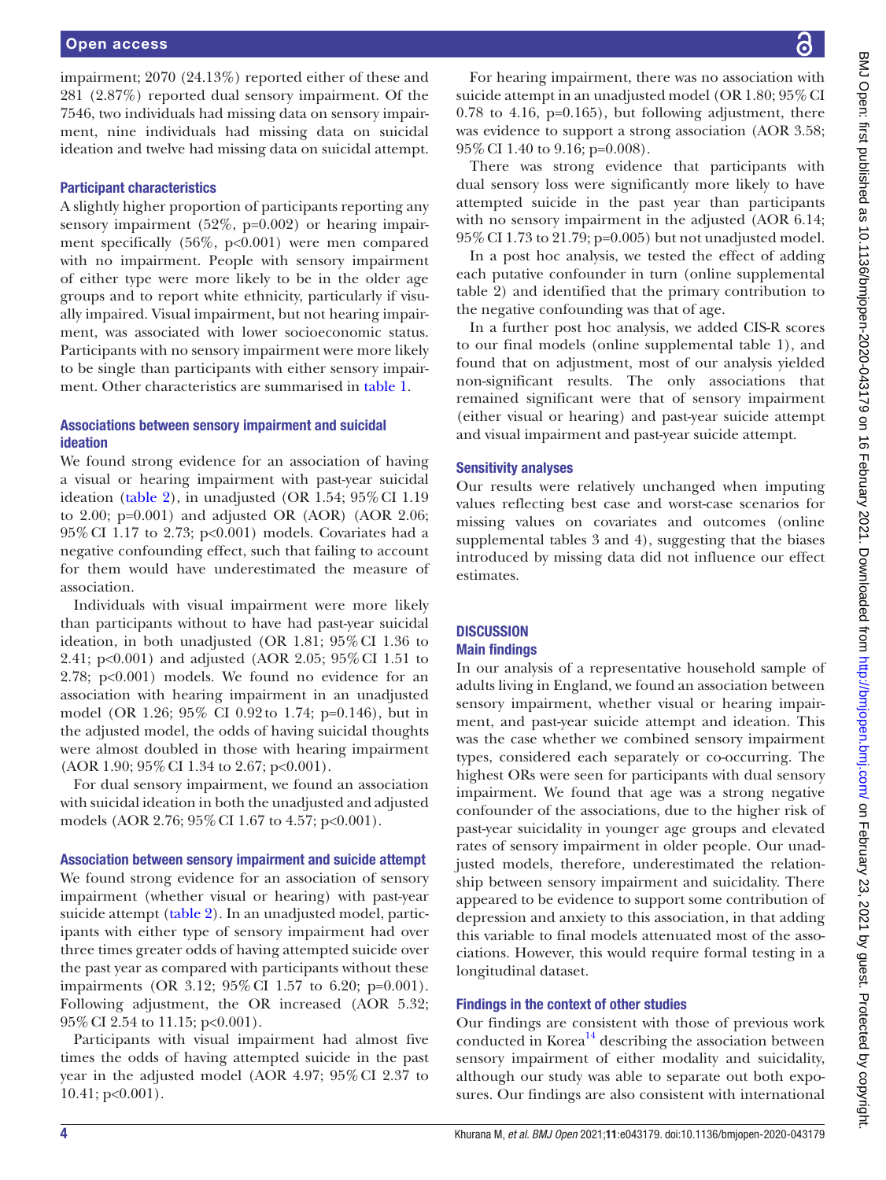impairment; 2070 (24.13%) reported either of these and 281 (2.87%) reported dual sensory impairment. Of the 7546, two individuals had missing data on sensory impairment, nine individuals had missing data on suicidal ideation and twelve had missing data on suicidal attempt.

### Participant characteristics

A slightly higher proportion of participants reporting any sensory impairment (52%, p=0.002) or hearing impairment specifically (56%, p<0.001) were men compared with no impairment. People with sensory impairment of either type were more likely to be in the older age groups and to report white ethnicity, particularly if visually impaired. Visual impairment, but not hearing impairment, was associated with lower socioeconomic status. Participants with no sensory impairment were more likely to be single than participants with either sensory impairment. Other characteristics are summarised in table 1.

### Associations between sensory impairment and suicidal ideation

We found strong evidence for an association of having a visual or hearing impairment with past-year suicidal ideation (table 2), in unadjusted (OR 1.54; 95% CI 1.19 to 2.00; p=0.001) and adjusted OR (AOR) (AOR 2.06; 95% CI 1.17 to 2.73; p<0.001) models. Covariates had a negative confounding effect, such that failing to account for them would have underestimated the measure of association.

Individuals with visual impairment were more likely than participants without to have had past-year suicidal ideation, in both unadjusted (OR 1.81; 95% CI 1.36 to 2.41; p<0.001) and adjusted (AOR 2.05; 95% CI 1.51 to 2.78; p<0.001) models. We found no evidence for an association with hearing impairment in an unadjusted model (OR 1.26; 95% CI 0.92 to 1.74; p=0.146), but in the adjusted model, the odds of having suicidal thoughts were almost doubled in those with hearing impairment (AOR 1.90; 95% CI 1.34 to 2.67; p<0.001).

For dual sensory impairment, we found an association with suicidal ideation in both the unadjusted and adjusted models (AOR 2.76; 95% CI 1.67 to 4.57; p<0.001).

### Association between sensory impairment and suicide attempt

We found strong evidence for an association of sensory impairment (whether visual or hearing) with past-year suicide attempt (table 2). In an unadjusted model, participants with either type of sensory impairment had over three times greater odds of having attempted suicide over the past year as compared with participants without these impairments (OR 3.12; 95% CI 1.57 to 6.20; p=0.001). Following adjustment, the OR increased (AOR 5.32; 95% CI 2.54 to 11.15; p<0.001).

Participants with visual impairment had almost five times the odds of having attempted suicide in the past year in the adjusted model (AOR 4.97; 95% CI 2.37 to 10.41; p<0.001).

For hearing impairment, there was no association with suicide attempt in an unadjusted model (OR 1.80; 95% CI 0.78 to 4.16, p=0.165), but following adjustment, there was evidence to support a strong association (AOR 3.58; 95% CI 1.40 to 9.16; p=0.008).

There was strong evidence that participants with dual sensory loss were significantly more likely to have attempted suicide in the past year than participants with no sensory impairment in the adjusted (AOR 6.14; 95% CI 1.73 to 21.79; p=0.005) but not unadjusted model.

In a post hoc analysis, we tested the effect of adding each putative confounder in turn (online supplemental table 2) and identified that the primary contribution to the negative confounding was that of age.

In a further post hoc analysis, we added CIS-R scores to our final models (online supplemental table 1), and found that on adjustment, most of our analysis yielded non-significant results. The only associations that remained significant were that of sensory impairment (either visual or hearing) and past-year suicide attempt and visual impairment and past-year suicide attempt.

### Sensitivity analyses

Our results were relatively unchanged when imputing values reflecting best case and worst-case scenarios for missing values on covariates and outcomes (online supplemental tables 3 and 4), suggesting that the biases introduced by missing data did not influence our effect estimates.

## DISCUSSION

### Main findings

In our analysis of a representative household sample of adults living in England, we found an association between sensory impairment, whether visual or hearing impairment, and past-year suicide attempt and ideation. This was the case whether we combined sensory impairment types, considered each separately or co-occurring. The highest ORs were seen for participants with dual sensory impairment. We found that age was a strong negative confounder of the associations, due to the higher risk of past-year suicidality in younger age groups and elevated rates of sensory impairment in older people. Our unadjusted models, therefore, underestimated the relationship between sensory impairment and suicidality. There appeared to be evidence to support some contribution of depression and anxiety to this association, in that adding this variable to final models attenuated most of the associations. However, this would require formal testing in a longitudinal dataset.

### Findings in the context of other studies

Our findings are consistent with those of previous work conducted in Korea[14] describing the association between sensory impairment of either modality and suicidality, although our study was able to separate out both exposures. Our findings are also consistent with international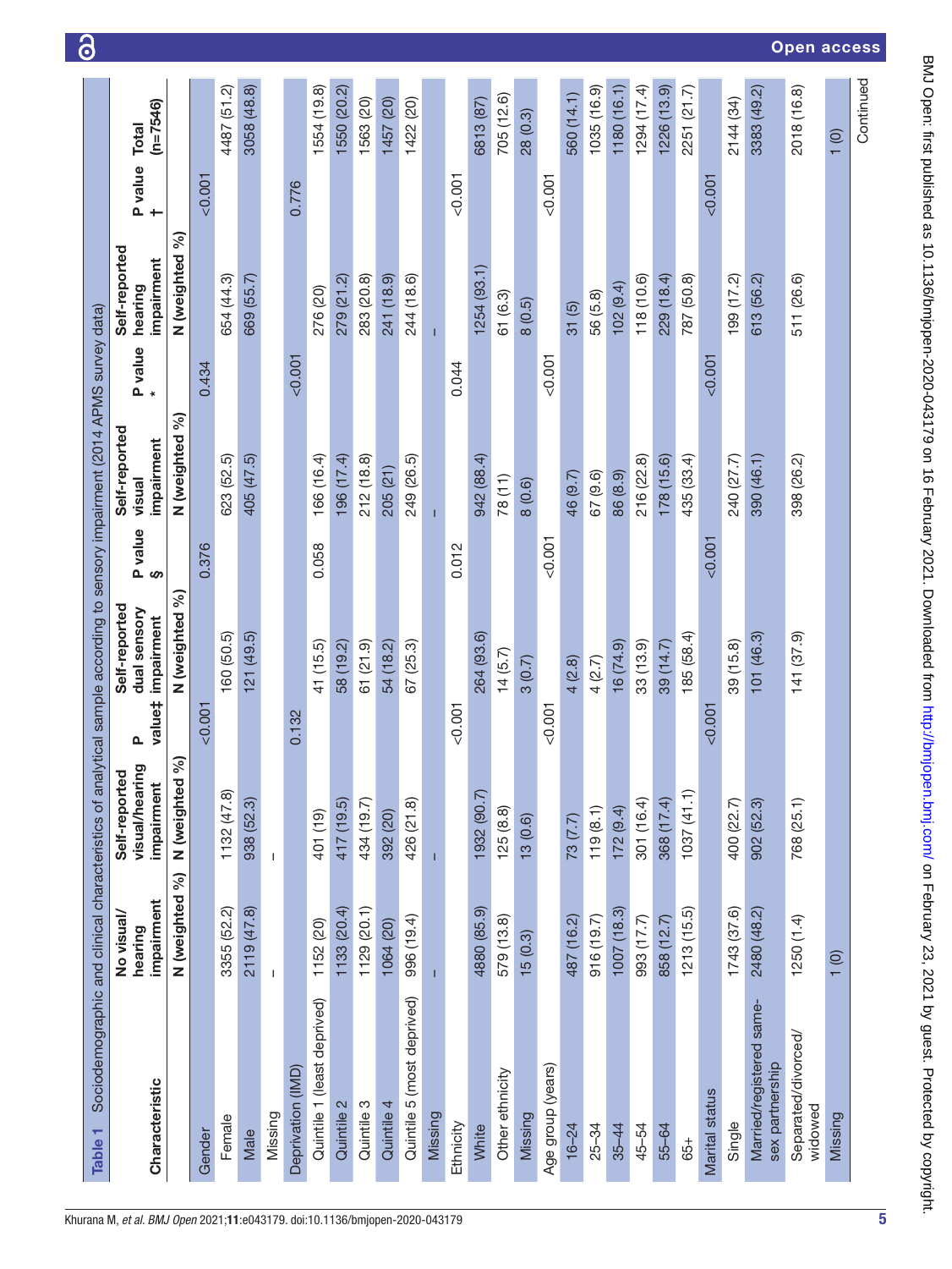**Table 1** Sociodemographic and clinical characteristics of analytical sample according to sensory impairment (2014 APMS survey data)

| Characteristic | No visual/hearing impairment | Self-reported visual/hearing impairment | P value‡ | Self-reported dual sensory impairment | P value § | Self-reported visual impairment | P value * | Self-reported hearing impairment | P value † | Total (n=7546) |
|---|---|---|---|---|---|---|---|---|---|---|
| | N (weighted %) | N (weighted %) | | N (weighted %) | | N (weighted %) | | N (weighted %) | | |
| Gender | | | <0.001 | | 0.376 | | 0.434 | | <0.001 | |
| Female | 3355 (52.2) | 1132 (47.8) | | 160 (50.5) | | 623 (52.5) | | 654 (44.3) | | 4487 (51.2) |
| Male | 2119 (47.8) | 938 (52.3) | | 121 (49.5) | | 405 (47.5) | | 669 (55.7) | | 3058 (48.8) |
| Missing | – | – | | | | | | | | |
| Deprivation (IMD) | | | 0.132 | | 0.058 | | <0.001 | | 0.776 | |
| Quintile 1 (least deprived) | 1152 (20) | 401 (19) | | 41 (15.5) | | 166 (16.4) | | 276 (20) | | 1554 (19.8) |
| Quintile 2 | 1133 (20.4) | 417 (19.5) | | 58 (19.2) | | 196 (17.4) | | 279 (21.2) | | 1550 (20.2) |
| Quintile 3 | 1129 (20.1) | 434 (19.7) | | 61 (21.9) | | 212 (18.8) | | 283 (20.8) | | 1563 (20) |
| Quintile 4 | 1064 (20) | 392 (20) | | 54 (18.2) | | 205 (21) | | 241 (18.9) | | 1457 (20) |
| Quintile 5 (most deprived) | 996 (19.4) | 426 (21.8) | | 67 (25.3) | | 249 (26.5) | | 244 (18.6) | | 1422 (20) |
| Missing | – | – | | | | – | | – | | |
| Ethnicity | | | <0.001 | | 0.012 | | 0.044 | | <0.001 | |
| White | 4880 (85.9) | 1932 (90.7) | | 264 (93.6) | | 942 (88.4) | | 1254 (93.1) | | 6813 (87) |
| Other ethnicity | 579 (13.8) | 125 (8.8) | | 14 (5.7) | | 78 (11) | | 61 (6.3) | | 705 (12.6) |
| Missing | 15 (0.3) | 13 (0.6) | | 3 (0.7) | | 8 (0.6) | | 8 (0.5) | | 28 (0.3) |
| Age group (years) | | | <0.001 | | <0.001 | | <0.001 | | <0.001 | |
| 16–24 | 487 (16.2) | 73 (7.7) | | 4 (2.8) | | 46 (9.7) | | 31 (5) | | 560 (14.1) |
| 25–34 | 916 (19.7) | 119 (8.1) | | 4 (2.7) | | 67 (9.6) | | 56 (5.8) | | 1035 (16.9) |
| 35–44 | 1007 (18.3) | 172 (9.4) | | 16 (74.9) | | 86 (8.9) | | 102 (9.4) | | 1180 (16.1) |
| 45–54 | 993 (17.7) | 301 (16.4) | | 33 (13.9) | | 216 (22.8) | | 118 (10.6) | | 1294 (17.4) |
| 55–64 | 858 (12.7) | 368 (17.4) | | 39 (14.7) | | 178 (15.6) | | 229 (18.4) | | 1226 (13.9) |
| 65+ | 1213 (15.5) | 1037 (41.1) | | 185 (58.4) | | 435 (33.4) | | 787 (50.8) | | 2251 (21.7) |
| Marital status | | | <0.001 | | <0.001 | | <0.001 | | <0.001 | |
| Single | 1743 (37.6) | 400 (22.7) | | 39 (15.8) | | 240 (27.7) | | 199 (17.2) | | 2144 (34) |
| Married/registered same-sex partnership | 2480 (48.2) | 902 (52.3) | | 101 (46.3) | | 390 (46.1) | | 613 (56.2) | | 3383 (49.2) |
| Separated/divorced/widowed | 1250 (1.4) | 768 (25.1) | | 141 (37.9) | | 398 (26.2) | | 511 (26.6) | | 2018 (16.8) |
| Missing | 1 (0) | | | | | | | | | 1 (0) |

Continued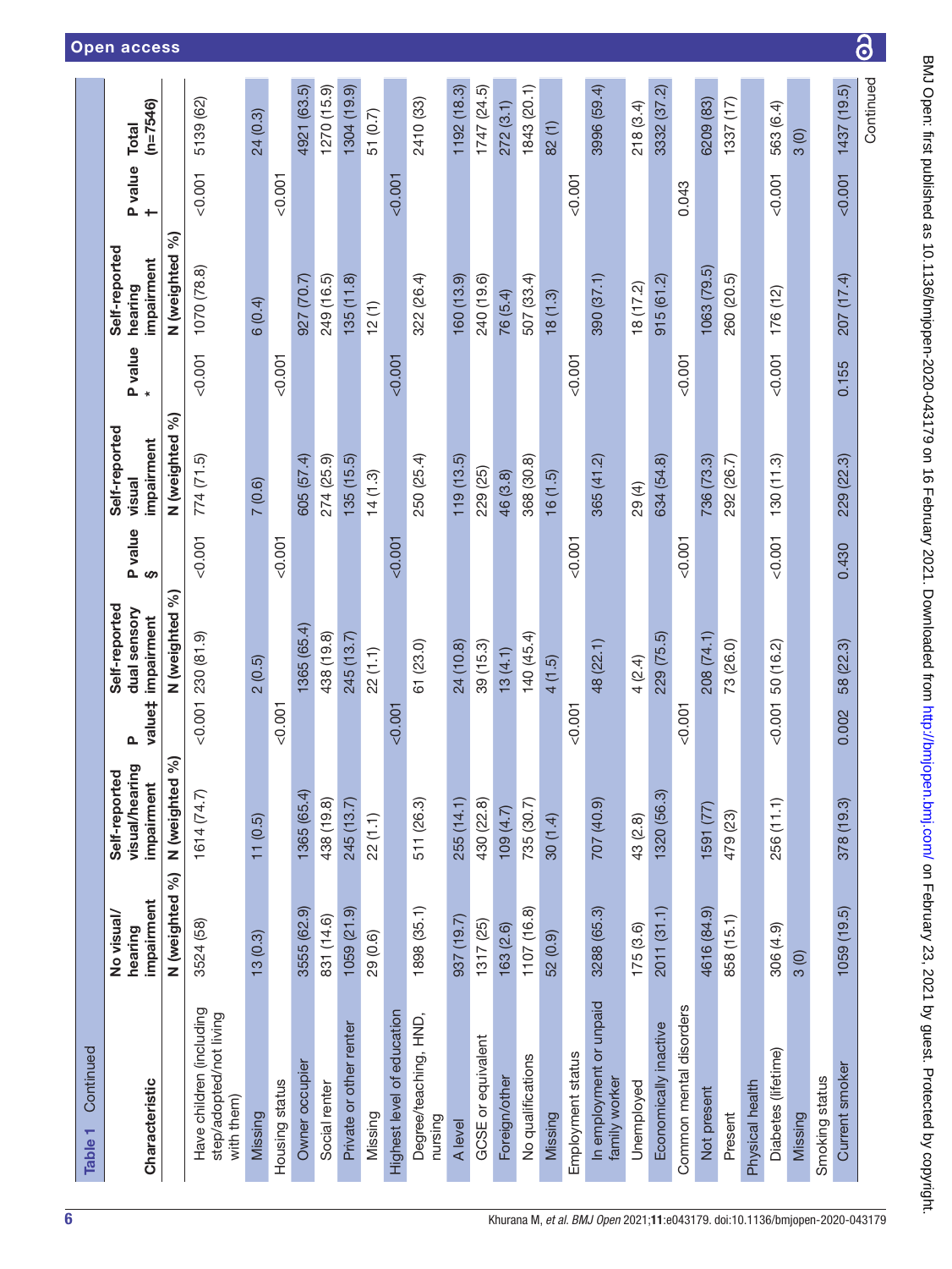Table 1 Continued

| Characteristic | No visual/hearing impairment | Self-reported visual/hearing impairment | P value‡ | Self-reported dual sensory impairment | P value§ | Self-reported visual impairment | P value* | Self-reported hearing impairment | P value† | Total (n=7546) |
|---|---|---|---|---|---|---|---|---|---|---|
| | N (weighted %) | N (weighted %) | | N (weighted %) | | N (weighted %) | | N (weighted %) | | |
| Have children (including step/adopted/not living with them) | 3524 (58) | 1614 (74.7) | <0.001 | 230 (81.9) | <0.001 | 774 (71.5) | <0.001 | 1070 (78.8) | <0.001 | 5139 (62) |
| Missing | 13 (0.3) | 11 (0.5) | | 2 (0.5) | | 7 (0.6) | | 6 (0.4) | | 24 (0.3) |
| Housing status | | | <0.001 | | <0.001 | | <0.001 | | <0.001 | |
| Owner occupier | 3555 (62.9) | 1365 (65.4) | | 1365 (65.4) | | 605 (57.4) | | 927 (70.7) | | 4921 (63.5) |
| Social renter | 831 (14.6) | 438 (19.8) | | 438 (19.8) | | 274 (25.9) | | 249 (16.5) | | 1270 (15.9) |
| Private or other renter | 1059 (21.9) | 245 (13.7) | | 245 (13.7) | | 135 (15.5) | | 135 (11.8) | | 1304 (19.9) |
| Missing | 29 (0.6) | 22 (1.1) | | 22 (1.1) | | 14 (1.3) | | 12 (1) | | 51 (0.7) |
| Highest level of education | | | <0.001 | | <0.001 | | <0.001 | | <0.001 | |
| Degree/teaching, HND, nursing | 1898 (35.1) | 511 (26.3) | | 61 (23.0) | | 250 (25.4) | | 322 (26.4) | | 2410 (33) |
| A level | 937 (19.7) | 255 (14.1) | | 24 (10.8) | | 119 (13.5) | | 160 (13.9) | | 1192 (18.3) |
| GCSE or equivalent | 1317 (25) | 430 (22.8) | | 39 (15.3) | | 229 (25) | | 240 (19.6) | | 1747 (24.5) |
| Foreign/other | 163 (2.6) | 109 (4.7) | | 13 (4.1) | | 46 (3.8) | | 76 (5.4) | | 272 (3.1) |
| No qualifications | 1107 (16.8) | 735 (30.7) | | 140 (45.4) | | 368 (30.8) | | 507 (33.4) | | 1843 (20.1) |
| Missing | 52 (0.9) | 30 (1.4) | | 4 (1.5) | | 16 (1.5) | | 18 (1.3) | | 82 (1) |
| Employment status | | | <0.001 | | <0.001 | | <0.001 | | <0.001 | |
| In employment or unpaid family worker | 3288 (65.3) | 707 (40.9) | | 48 (22.1) | | 365 (41.2) | | 390 (37.1) | | 3996 (59.4) |
| Unemployed | 175 (3.6) | 43 (2.8) | | 4 (2.4) | | 29 (4) | | 18 (17.2) | | 218 (3.4) |
| Economically inactive | 2011 (31.1) | 1320 (56.3) | | 229 (75.5) | | 634 (54.8) | | 915 (61.2) | | 3332 (37.2) |
| Common mental disorders | | | <0.001 | | <0.001 | | <0.001 | | 0.043 | |
| Not present | 4616 (84.9) | 1591 (77) | | 208 (74.1) | | 736 (73.3) | | 1063 (79.5) | | 6209 (83) |
| Present | 858 (15.1) | 479 (23) | | 73 (26.0) | | 292 (26.7) | | 260 (20.5) | | 1337 (17) |
| Physical health | | | | | | | | | | |
| Diabetes (lifetime) | 306 (4.9) | 256 (11.1) | <0.001 | 50 (16.2) | <0.001 | 130 (11.3) | <0.001 | 176 (12) | <0.001 | 563 (6.4) |
| Missing | 3 (0) | | | | | | | | | 3 (0) |
| Smoking status | | | | | | | | | | |
| Current smoker | 1059 (19.5) | 378 (19.3) | 0.002 | 58 (22.3) | 0.430 | 229 (22.3) | 0.155 | 207 (17.4) | <0.001 | 1437 (19.5) |

Continued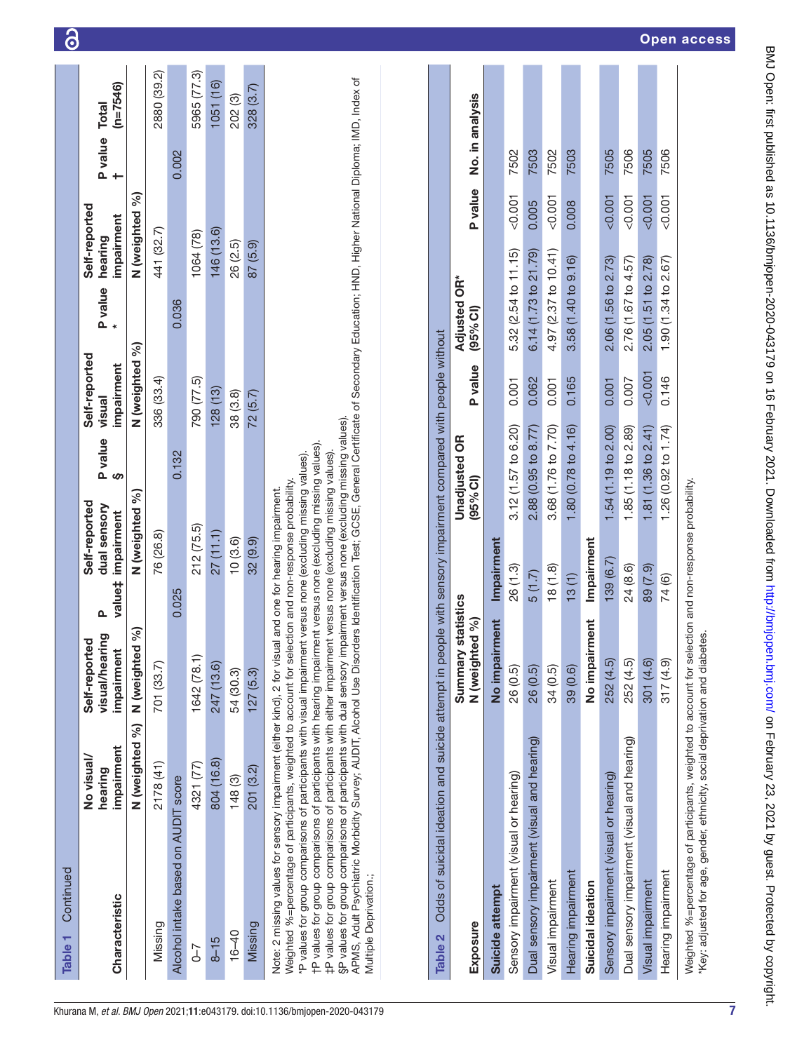**Table 1** Continued

| Characteristic | No visual/ hearing impairment | Self-reported visual/hearing impairment | P value‡ | Self-reported dual sensory impairment | P value § | Self-reported visual impairment | P value * | Self-reported hearing impairment | P value † | Total (n=7546) |
|---|---|---|---|---|---|---|---|---|---|---|
| | N (weighted %) | N (weighted %) | | N (weighted %) | | N (weighted %) | | N (weighted %) | | |
| Missing | 2178 (41) | 701 (33.7) | | 76 (26.8) | | 336 (33.4) | | 441 (32.7) | | 2880 (39.2) |
| Alcohol intake based on AUDIT score | | | 0.025 | | 0.132 | | 0.036 | | 0.002 | |
| 0–7 | 4321 (77) | 1642 (78.1) | | 212 (75.5) | | 790 (77.5) | | 1064 (78) | | 5965 (77.3) |
| 8–15 | 804 (16.8) | 247 (13.6) | | 27 (11.1) | | 128 (13) | | 146 (13.6) | | 1051 (16) |
| 16–40 | 148 (3) | 54 (30.3) | | 10 (3.6) | | 38 (3.8) | | 26 (2.5) | | 202 (3) |
| Missing | 201 (3.2) | 127 (5.3) | | 32 (9.9) | | 72 (5.7) | | 87 (5.9) | | 328 (3.7) |

Note: 2 missing values for sensory impairment (either kind), 2 for visual and one for hearing impairment.
Weighted %=percentage of participants, weighted to account for selection and non-response probability.
*P values for group comparisons of participants with visual impairment versus none (excluding missing values).
†P values for group comparisons of participants with hearing impairment versus none (excluding missing values).
‡P values for group comparisons of participants with either impairment versus none (excluding missing values).
§P values for group comparisons of participants with dual sensory impairment versus none (excluding missing values).
APMS, Adult Psychiatric Morbidity Survey; AUDIT, Alcohol Use Disorders Identification Test; GCSE, General Certificate of Secondary Education; HND, Higher National Diploma; IMD, Index of Multiple Deprivation.;

**Table 2** Odds of suicidal ideation and suicide attempt in people with sensory impairment compared with people without

| Exposure | Summary statistics N (weighted %) | | Unadjusted OR (95% CI) | P value | Adjusted OR* (95% CI) | P value | No. in analysis |
|---|---|---|---|---|---|---|---|
| **Suicide attempt** | **No impairment** | **Impairment** | | | | | |
| Sensory impairment (visual or hearing) | 26 (0.5) | 26 (1.3) | 3.12 (1.57 to 6.20) | 0.001 | 5.32 (2.54 to 11.15) | <0.001 | 7502 |
| Dual sensory impairment (visual and hearing) | 26 (0.5) | 5 (1.7) | 2.88 (0.95 to 8.77) | 0.062 | 6.14 (1.73 to 21.79) | 0.005 | 7503 |
| Visual impairment | 34 (0.5) | 18 (1.8) | 3.68 (1.76 to 7.70) | 0.001 | 4.97 (2.37 to 10.41) | <0.001 | 7502 |
| Hearing impairment | 39 (0.6) | 13 (1) | 1.80 (0.78 to 4.16) | 0.165 | 3.58 (1.40 to 9.16) | 0.008 | 7503 |
| **Suicidal ideation** | **No impairment** | **Impairment** | | | | | |
| Sensory impairment (visual or hearing) | 252 (4.5) | 139 (6.7) | 1.54 (1.19 to 2.00) | 0.001 | 2.06 (1.56 to 2.73) | <0.001 | 7505 |
| Dual sensory impairment (visual and hearing) | 252 (4.5) | 24 (8.6) | 1.85 (1.18 to 2.89) | 0.007 | 2.76 (1.67 to 4.57) | <0.001 | 7506 |
| Visual impairment | 301 (4.6) | 89 (7.9) | 1.81 (1.36 to 2.41) | <0.001 | 2.05 (1.51 to 2.78) | <0.001 | 7505 |
| Hearing impairment | 317 (4.9) | 74 (6) | 1.26 (0.92 to 1.74) | 0.146 | 1.90 (1.34 to 2.67) | <0.001 | 7506 |

Weighted %=percentage of participants, weighted to account for selection and non-response probability.
*Key: adjusted for age, gender, ethnicity, social deprivation and diabetes.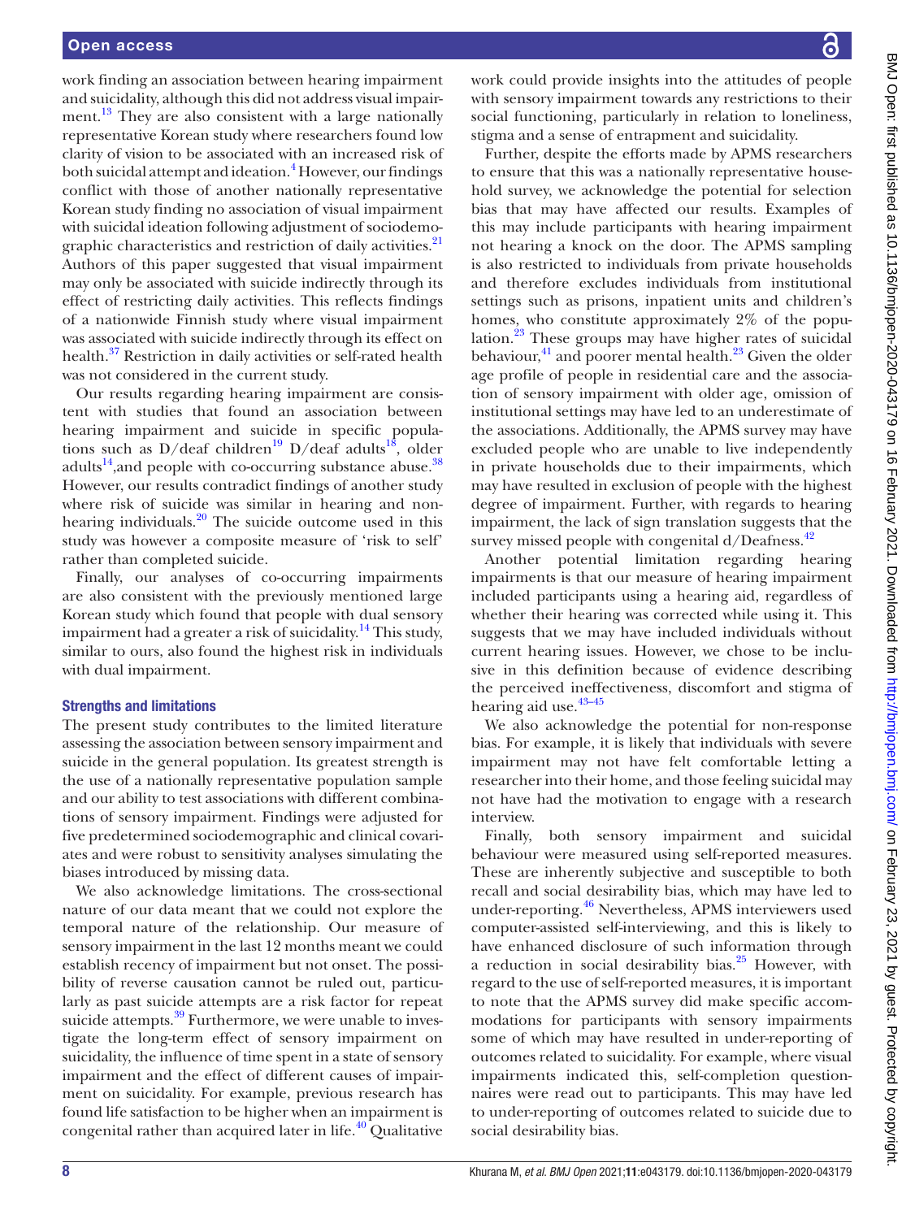work finding an association between hearing impairment and suicidality, although this did not address visual impairment.[13] They are also consistent with a large nationally representative Korean study where researchers found low clarity of vision to be associated with an increased risk of both suicidal attempt and ideation.[4] However, our findings conflict with those of another nationally representative Korean study finding no association of visual impairment with suicidal ideation following adjustment of sociodemographic characteristics and restriction of daily activities.[21] Authors of this paper suggested that visual impairment may only be associated with suicide indirectly through its effect of restricting daily activities. This reflects findings of a nationwide Finnish study where visual impairment was associated with suicide indirectly through its effect on health.[37] Restriction in daily activities or self-rated health was not considered in the current study.

Our results regarding hearing impairment are consistent with studies that found an association between hearing impairment and suicide in specific populations such as D/deaf children[19] D/deaf adults[18], older adults[14],and people with co-occurring substance abuse.[38] However, our results contradict findings of another study where risk of suicide was similar in hearing and non-hearing individuals.[20] The suicide outcome used in this study was however a composite measure of 'risk to self' rather than completed suicide.

Finally, our analyses of co-occurring impairments are also consistent with the previously mentioned large Korean study which found that people with dual sensory impairment had a greater a risk of suicidality.[14] This study, similar to ours, also found the highest risk in individuals with dual impairment.

## Strengths and limitations

The present study contributes to the limited literature assessing the association between sensory impairment and suicide in the general population. Its greatest strength is the use of a nationally representative population sample and our ability to test associations with different combinations of sensory impairment. Findings were adjusted for five predetermined sociodemographic and clinical covariates and were robust to sensitivity analyses simulating the biases introduced by missing data.

We also acknowledge limitations. The cross-sectional nature of our data meant that we could not explore the temporal nature of the relationship. Our measure of sensory impairment in the last 12 months meant we could establish recency of impairment but not onset. The possibility of reverse causation cannot be ruled out, particularly as past suicide attempts are a risk factor for repeat suicide attempts.[39] Furthermore, we were unable to investigate the long-term effect of sensory impairment on suicidality, the influence of time spent in a state of sensory impairment and the effect of different causes of impairment on suicidality. For example, previous research has found life satisfaction to be higher when an impairment is congenital rather than acquired later in life.[40] Qualitative work could provide insights into the attitudes of people with sensory impairment towards any restrictions to their social functioning, particularly in relation to loneliness, stigma and a sense of entrapment and suicidality.

Further, despite the efforts made by APMS researchers to ensure that this was a nationally representative household survey, we acknowledge the potential for selection bias that may have affected our results. Examples of this may include participants with hearing impairment not hearing a knock on the door. The APMS sampling is also restricted to individuals from private households and therefore excludes individuals from institutional settings such as prisons, inpatient units and children's homes, who constitute approximately 2% of the population.[23] These groups may have higher rates of suicidal behaviour,[41] and poorer mental health.[23] Given the older age profile of people in residential care and the association of sensory impairment with older age, omission of institutional settings may have led to an underestimate of the associations. Additionally, the APMS survey may have excluded people who are unable to live independently in private households due to their impairments, which may have resulted in exclusion of people with the highest degree of impairment. Further, with regards to hearing impairment, the lack of sign translation suggests that the survey missed people with congenital d/Deafness.[42]

Another potential limitation regarding hearing impairments is that our measure of hearing impairment included participants using a hearing aid, regardless of whether their hearing was corrected while using it. This suggests that we may have included individuals without current hearing issues. However, we chose to be inclusive in this definition because of evidence describing the perceived ineffectiveness, discomfort and stigma of hearing aid use.[43–45]

We also acknowledge the potential for non-response bias. For example, it is likely that individuals with severe impairment may not have felt comfortable letting a researcher into their home, and those feeling suicidal may not have had the motivation to engage with a research interview.

Finally, both sensory impairment and suicidal behaviour were measured using self-reported measures. These are inherently subjective and susceptible to both recall and social desirability bias, which may have led to under-reporting.[46] Nevertheless, APMS interviewers used computer-assisted self-interviewing, and this is likely to have enhanced disclosure of such information through a reduction in social desirability bias.[25] However, with regard to the use of self-reported measures, it is important to note that the APMS survey did make specific accommodations for participants with sensory impairments some of which may have resulted in under-reporting of outcomes related to suicidality. For example, where visual impairments indicated this, self-completion questionnaires were read out to participants. This may have led to under-reporting of outcomes related to suicide due to social desirability bias.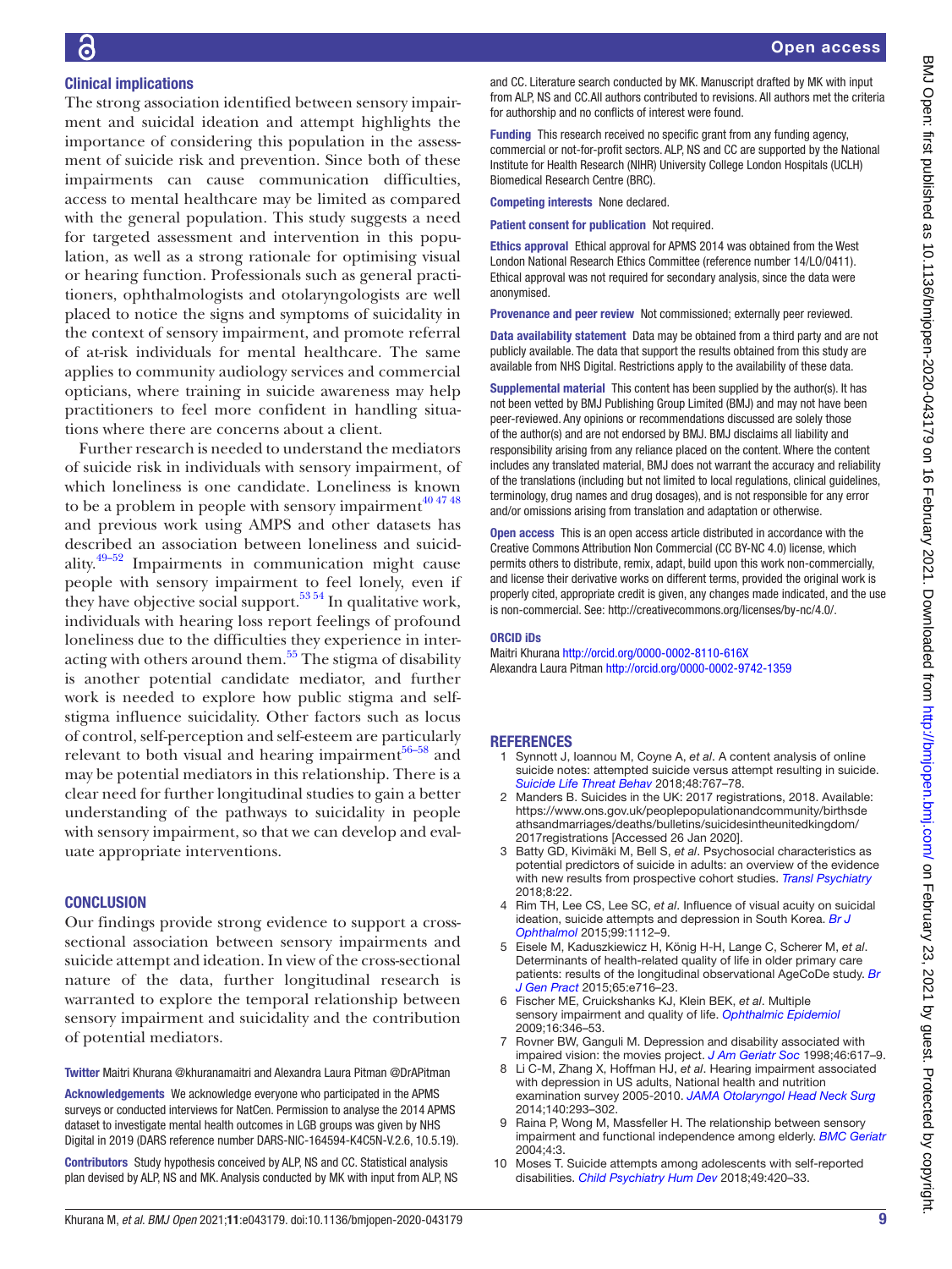### Clinical implications

The strong association identified between sensory impairment and suicidal ideation and attempt highlights the importance of considering this population in the assessment of suicide risk and prevention. Since both of these impairments can cause communication difficulties, access to mental healthcare may be limited as compared with the general population. This study suggests a need for targeted assessment and intervention in this population, as well as a strong rationale for optimising visual or hearing function. Professionals such as general practitioners, ophthalmologists and otolaryngologists are well placed to notice the signs and symptoms of suicidality in the context of sensory impairment, and promote referral of at-risk individuals for mental healthcare. The same applies to community audiology services and commercial opticians, where training in suicide awareness may help practitioners to feel more confident in handling situations where there are concerns about a client.

Further research is needed to understand the mediators of suicide risk in individuals with sensory impairment, of which loneliness is one candidate. Loneliness is known to be a problem in people with sensory impairment[40 47 48] and previous work using AMPS and other datasets has described an association between loneliness and suicidality.[49–52] Impairments in communication might cause people with sensory impairment to feel lonely, even if they have objective social support.[53 54] In qualitative work, individuals with hearing loss report feelings of profound loneliness due to the difficulties they experience in interacting with others around them.[55] The stigma of disability is another potential candidate mediator, and further work is needed to explore how public stigma and self-stigma influence suicidality. Other factors such as locus of control, self-perception and self-esteem are particularly relevant to both visual and hearing impairment[56–58] and may be potential mediators in this relationship. There is a clear need for further longitudinal studies to gain a better understanding of the pathways to suicidality in people with sensory impairment, so that we can develop and evaluate appropriate interventions.

## CONCLUSION

Our findings provide strong evidence to support a cross-sectional association between sensory impairments and suicide attempt and ideation. In view of the cross-sectional nature of the data, further longitudinal research is warranted to explore the temporal relationship between sensory impairment and suicidality and the contribution of potential mediators.

**Twitter** Maitri Khurana @khuranamaitri and Alexandra Laura Pitman @DrAPitman

**Acknowledgements** We acknowledge everyone who participated in the APMS surveys or conducted interviews for NatCen. Permission to analyse the 2014 APMS dataset to investigate mental health outcomes in LGB groups was given by NHS Digital in 2019 (DARS reference number DARS-NIC-164594-K4C5N-V.2.6, 10.5.19).

**Contributors** Study hypothesis conceived by ALP, NS and CC. Statistical analysis plan devised by ALP, NS and MK. Analysis conducted by MK with input from ALP, NS and CC. Literature search conducted by MK. Manuscript drafted by MK with input from ALP, NS and CC.All authors contributed to revisions. All authors met the criteria for authorship and no conflicts of interest were found.

**Funding** This research received no specific grant from any funding agency, commercial or not-for-profit sectors. ALP, NS and CC are supported by the National Institute for Health Research (NIHR) University College London Hospitals (UCLH) Biomedical Research Centre (BRC).

**Competing interests** None declared.

**Patient consent for publication** Not required.

**Ethics approval** Ethical approval for APMS 2014 was obtained from the West London National Research Ethics Committee (reference number 14/LO/0411). Ethical approval was not required for secondary analysis, since the data were anonymised.

**Provenance and peer review** Not commissioned; externally peer reviewed.

**Data availability statement** Data may be obtained from a third party and are not publicly available. The data that support the results obtained from this study are available from NHS Digital. Restrictions apply to the availability of these data.

**Supplemental material** This content has been supplied by the author(s). It has not been vetted by BMJ Publishing Group Limited (BMJ) and may not have been peer-reviewed. Any opinions or recommendations discussed are solely those of the author(s) and are not endorsed by BMJ. BMJ disclaims all liability and responsibility arising from any reliance placed on the content. Where the content includes any translated material, BMJ does not warrant the accuracy and reliability of the translations (including but not limited to local regulations, clinical guidelines, terminology, drug names and drug dosages), and is not responsible for any error and/or omissions arising from translation and adaptation or otherwise.

**Open access** This is an open access article distributed in accordance with the Creative Commons Attribution Non Commercial (CC BY-NC 4.0) license, which permits others to distribute, remix, adapt, build upon this work non-commercially, and license their derivative works on different terms, provided the original work is properly cited, appropriate credit is given, any changes made indicated, and the use is non-commercial. See: http://creativecommons.org/licenses/by-nc/4.0/.

#### ORCID iDs

Maitri Khurana http://orcid.org/0000-0002-8110-616X
Alexandra Laura Pitman http://orcid.org/0000-0002-9742-1359

## REFERENCES

1. Synnott J, Ioannou M, Coyne A, *et al*. A content analysis of online suicide notes: attempted suicide versus attempt resulting in suicide. *Suicide Life Threat Behav* 2018;48:767–78.
2. Manders B. Suicides in the UK: 2017 registrations, 2018. Available: https://www.ons.gov.uk/peoplepopulationandcommunity/birthsdeathsandmarriages/deaths/bulletins/suicidesintheunitedkingdom/2017registrations [Accessed 26 Jan 2020].
3. Batty GD, Kivimäki M, Bell S, *et al*. Psychosocial characteristics as potential predictors of suicide in adults: an overview of the evidence with new results from prospective cohort studies. *Transl Psychiatry* 2018;8:22.
4. Rim TH, Lee CS, Lee SC, *et al*. Influence of visual acuity on suicidal ideation, suicide attempts and depression in South Korea. *Br J Ophthalmol* 2015;99:1112–9.
5. Eisele M, Kaduszkiewicz H, König H-H, Lange C, Scherer M, *et al*. Determinants of health-related quality of life in older primary care patients: results of the longitudinal observational AgeCoDe study. *Br J Gen Pract* 2015;65:e716–23.
6. Fischer ME, Cruickshanks KJ, Klein BEK, *et al*. Multiple sensory impairment and quality of life. *Ophthalmic Epidemiol* 2009;16:346–53.
7. Rovner BW, Ganguli M. Depression and disability associated with impaired vision: the movies project. *J Am Geriatr Soc* 1998;46:617–9.
8. Li C-M, Zhang X, Hoffman HJ, *et al*. Hearing impairment associated with depression in US adults, National health and nutrition examination survey 2005-2010. *JAMA Otolaryngol Head Neck Surg* 2014;140:293–302.
9. Raina P, Wong M, Massfeller H. The relationship between sensory impairment and functional independence among elderly. *BMC Geriatr* 2004;4:3.
10. Moses T. Suicide attempts among adolescents with self-reported disabilities. *Child Psychiatry Hum Dev* 2018;49:420–33.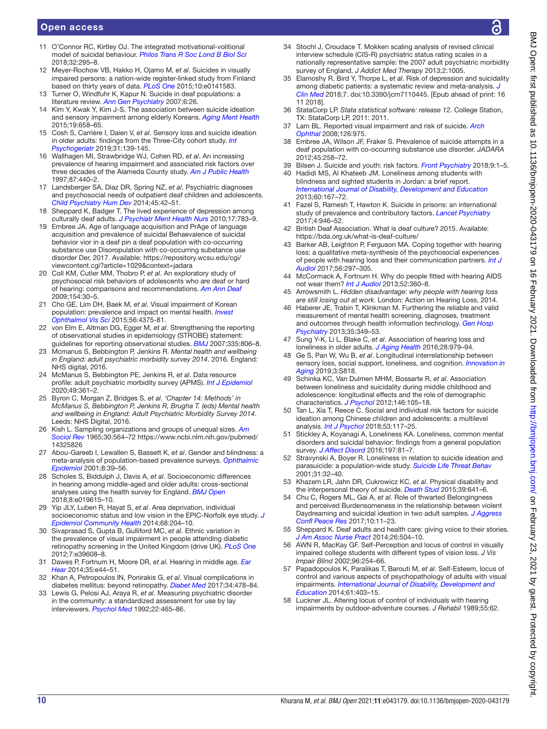11. O'Connor RC, Kirtley OJ. The integrated motivational-volitional model of suicidal behaviour. *Philos Trans R Soc Lond B Biol Sci* 2018;32:295–8.
12. Meyer-Rochow VB, Hakko H, Ojamo M, *et al*. Suicides in visually impaired persons: a nation-wide register-linked study from Finland based on thirty years of data. *PLoS One* 2015;10:e0141583.
13. Turner O, Windfuhr K, Kapur N. Suicide in deaf populations: a literature review. *Ann Gen Psychiatry* 2007;6:26.
14. Kim Y, Kwak Y, Kim J-S. The association between suicide ideation and sensory impairment among elderly Koreans. *Aging Ment Health* 2015;19:658–65.
15. Cosh S, Carrière I, Daien V, *et al*. Sensory loss and suicide ideation in older adults: findings from the Three-City cohort study. *Int Psychogeriatr* 2019;31:139-145.
16. Wallhagen MI, Strawbridge WJ, Cohen RD, *et al*. An increasing prevalence of hearing impairment and associated risk factors over three decades of the Alameda County study. *Am J Public Health* 1997;87:440–2.
17. Landsberger SA, Diaz DR, Spring NZ, *et al*. Psychiatric diagnoses and psychosocial needs of outpatient deaf children and adolescents. *Child Psychiatry Hum Dev* 2014;45:42–51.
18. Sheppard K, Badger T. The lived experience of depression among culturally deaf adults. *J Psychiatr Ment Health Nurs* 2010;17:783–9.
19. Embree JA. Age of language acquisition and PrAge of language acquisition and prevalence of suicidal Behaevalence of suicidal behavior vior in a deaf pin a deaf population with co-occurring substance use Disoropulation with co-occurring substance use disorder Der, 2017. Available: https://repository.wcsu.edu/cgi/viewcontent.cgi?article=1029&context=jadara
20. Coll KM, Cutler MM, Thobro P, *et al*. An exploratory study of psychosocial risk behaviors of adolescents who are deaf or hard of hearing: comparisons and recommendations. *Am Ann Deaf* 2009;154:30–5.
21. Cho GE, Lim DH, Baek M, *et al*. Visual impairment of Korean population: prevalence and impact on mental health. *Invest Ophthalmol Vis Sci* 2015;56:4375-81.
22. von Elm E, Altman DG, Egger M, *et al*. Strengthening the reporting of observational studies in epidemiology (STROBE) statement: guidelines for reporting observational studies. *BMJ* 2007;335:806–8.
23. Mcmanus S, Bebbington P, Jenkins R. *Mental health and wellbeing in England: adult psychiatric morbidity survey 2014*. 2016. England: NHS digital, 2016.
24. McManus S, Bebbington PE, Jenkins R, *et al*. Data resource profile: adult psychiatric morbidity survey (APMS). *Int J Epidemiol* 2020;49:361–2.
25. Byron C, Morgan Z, Bridges S, *et al*. *'Chapter 14: Methods' in McManus S, Bebbington P, Jenkins R, Brugha T. (eds) Mental health and wellbeing in England: Adult Psychiatric Morbidity Survey 2014*. Leeds: NHS Digital, 2016.
26. Kish L. Sampling organizations and groups of unequal sizes. *Am Sociol Rev* 1965;30:564–72 https://www.ncbi.nlm.nih.gov/pubmed/14325826
27. Abou-Gareeb I, Lewallen S, Bassett K, *et al*. Gender and blindness: a meta-analysis of population-based prevalence surveys. *Ophthalmic Epidemiol* 2001;8:39–56.
28. Scholes S, Biddulph J, Davis A, *et al*. Socioeconomic differences in hearing among middle-aged and older adults: cross-sectional analyses using the health survey for England. *BMJ Open* 2018;8:e019615–10.
29. Yip JLY, Luben R, Hayat S, *et al*. Area deprivation, individual socioeconomic status and low vision in the EPIC-Norfolk eye study. *J Epidemiol Community Health* 2014;68:204–10.
30. Sivaprasad S, Gupta B, Gulliford MC, *et al*. Ethnic variation in the prevalence of visual impairment in people attending diabetic retinopathy screening in the United Kingdom (drive UK). *PLoS One* 2012;7:e39608–8.
31. Dawes P, Fortnum H, Moore DR, *et al*. Hearing in middle age. *Ear Hear* 2014;35:e44–51.
32. Khan A, Petropoulos IN, Ponirakis G, *et al*. Visual complications in diabetes mellitus: beyond retinopathy. *Diabet Med* 2017;34:478–84.
33. Lewis G, Pelosi AJ, Araya R, *et al*. Measuring psychiatric disorder in the community: a standardized assessment for use by lay interviewers. *Psychol Med* 1992;22:465–86.
34. Stochl J, Croudace T. Mokken scaling analysis of revised clinical interview schedule (CIS-R) psychiatric status rating scales in a nationally representative sample: the 2007 adult psychiatric morbidity survey of England. *J Addict Med Therapy* 2013;2:1005.
35. Elamoshy R, Bird Y, Thorpe L, *et al*. Risk of depression and suicidality among diabetic patients: a systematic review and meta-analysis. *J Clin Med* 2018;7. doi:10.3390/jcm7110445. [Epub ahead of print: 16 11 2018].
36. StataCorp LP. *Stata statistical software: release 12*. College Station, TX: StataCorp LP, 2011: 2011.
37. Lam BL. Reported visual impairment and risk of suicide. *Arch Ophthal* 2008;126:975.
38. Embree JA, Wilson JF, Fraker S. Prevalence of suicide attempts in a deaf population with co-occurring substance use disorder. *JADARA* 2012;45:258–72.
39. Bilsen J. Suicide and youth: risk factors. *Front Psychiatry* 2018;9:1–5.
40. Hadidi MS, Al Khateeb JM. Loneliness among students with blindness and sighted students in Jordan: a brief report. *International Journal of Disability, Development and Education* 2013;60:167–72.
41. Fazel S, Ramesh T, Hawton K. Suicide in prisons: an international study of prevalence and contributory factors. *Lancet Psychiatry* 2017;4:946–52.
42. British Deaf Association. What is deaf culture? 2015. Available: https://bda.org.uk/what-is-deaf-culture/
43. Barker AB, Leighton P, Ferguson MA. Coping together with hearing loss: a qualitative meta-synthesis of the psychosocial experiences of people with hearing loss and their communication partners. *Int J Audiol* 2017;56:297–305.
44. McCormack A, Fortnum H. Why do people fitted with hearing AIDS not wear them? *Int J Audiol* 2013;52:360–8.
45. Arrowsmith L. *Hidden disadvantage: why people with hearing loss are still losing out at work*. London: Action on Hearing Loss, 2014.
46. Haberer JE, Trabin T, Klinkman M. Furthering the reliable and valid measurement of mental health screening, diagnoses, treatment and outcomes through health information technology. *Gen Hosp Psychiatry* 2013;35:349–53.
47. Sung Y-K, Li L, Blake C, *et al*. Association of hearing loss and loneliness in older adults. *J Aging Health* 2016;28:979–94.
48. Ge S, Pan W, Wu B, *et al*. Longitudinal interrelationship between sensory loss, social support, loneliness, and cognition. *Innovation in Aging* 2019;3:S818.
49. Schinka KC, Van Dulmen MHM, Bossarte R, *et al*. Association between loneliness and suicidality during middle childhood and adolescence: longitudinal effects and the role of demographic characteristics. *J Psychol* 2012;146:105–18.
50. Tan L, Xia T, Reece C. Social and individual risk factors for suicide ideation among Chinese children and adolescents: a multilevel analysis. *Int J Psychol* 2018;53:117–25.
51. Stickley A, Koyanagi A, Loneliness KA. Loneliness, common mental disorders and suicidal behavior: findings from a general population survey. *J Affect Disord* 2016;197:81–7.
52. Stravynski A, Boyer R. Loneliness in relation to suicide ideation and parasuicide: a population-wide study. *Suicide Life Threat Behav* 2001;31:32–40.
53. Khazem LR, Jahn DR, Cukrowicz KC, *et al*. Physical disability and the interpersonal theory of suicide. *Death Stud* 2015;39:641–6.
54. Chu C, Rogers ML, Gai A, *et al*. Role of thwarted Belongingness and perceived Burdensomeness in the relationship between violent Daydreaming and suicidal ideation in two adult samples. *J Aggress Confl Peace Res* 2017;10:11–23.
55. Sheppard K. Deaf adults and health care: giving voice to their stories. *J Am Assoc Nurse Pract* 2014;26:504–10.
56. AWN R, MacKay GF. Self-Perception and locus of control in visually impaired college students with different types of vision loss. *J Vis Impair Blind* 2002;96:254–66.
57. Papadopoulos K, Paralikas T, Barouti M, *et al*. Self-Esteem, locus of control and various aspects of psychopathology of adults with visual impairments. *International Journal of Disability, Development and Education* 2014;61:403–15.
58. Luckner JL. Altering locus of control of individuals with hearing impairments by outdoor-adventure courses. *J Rehabil* 1989;55:62.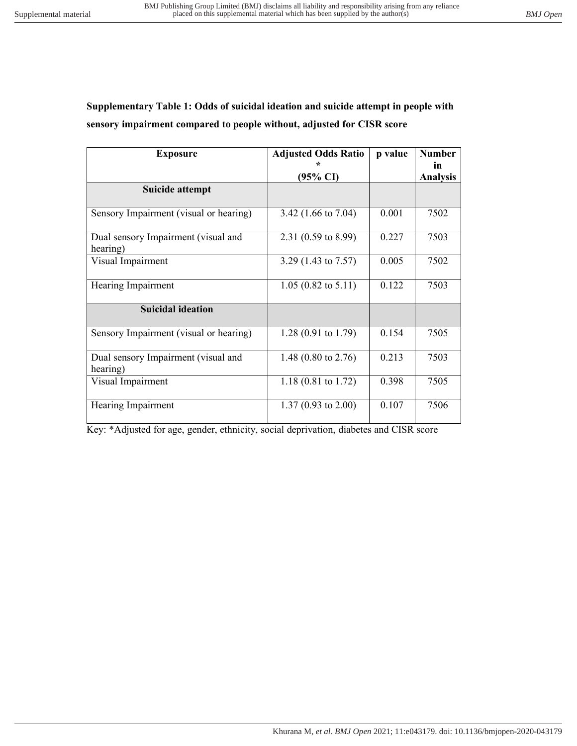**Supplementary Table 1: Odds of suicidal ideation and suicide attempt in people with sensory impairment compared to people without, adjusted for CISR score**

| Exposure | Adjusted Odds Ratio * (95% CI) | p value | Number in Analysis |
|---|---|---|---|
| **Suicide attempt** | | | |
| Sensory Impairment (visual or hearing) | 3.42 (1.66 to 7.04) | 0.001 | 7502 |
| Dual sensory Impairment (visual and hearing) | 2.31 (0.59 to 8.99) | 0.227 | 7503 |
| Visual Impairment | 3.29 (1.43 to 7.57) | 0.005 | 7502 |
| Hearing Impairment | 1.05 (0.82 to 5.11) | 0.122 | 7503 |
| **Suicidal ideation** | | | |
| Sensory Impairment (visual or hearing) | 1.28 (0.91 to 1.79) | 0.154 | 7505 |
| Dual sensory Impairment (visual and hearing) | 1.48 (0.80 to 2.76) | 0.213 | 7503 |
| Visual Impairment | 1.18 (0.81 to 1.72) | 0.398 | 7505 |
| Hearing Impairment | 1.37 (0.93 to 2.00) | 0.107 | 7506 |

Key: *Adjusted for age, gender, ethnicity, social deprivation, diabetes and CISR score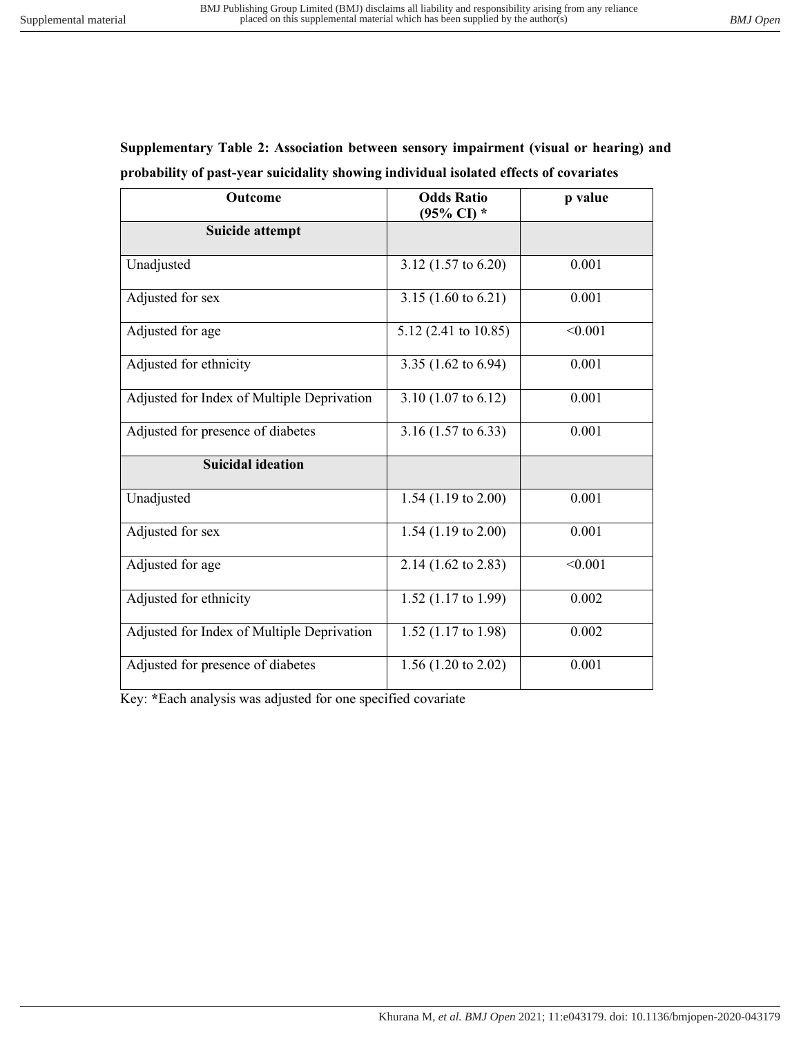**Supplementary Table 2: Association between sensory impairment (visual or hearing) and probability of past-year suicidality showing individual isolated effects of covariates**

| Outcome | Odds Ratio (95% CI) * | p value |
|---|---|---|
| **Suicide attempt** | | |
| Unadjusted | 3.12 (1.57 to 6.20) | 0.001 |
| Adjusted for sex | 3.15 (1.60 to 6.21) | 0.001 |
| Adjusted for age | 5.12 (2.41 to 10.85) | <0.001 |
| Adjusted for ethnicity | 3.35 (1.62 to 6.94) | 0.001 |
| Adjusted for Index of Multiple Deprivation | 3.10 (1.07 to 6.12) | 0.001 |
| Adjusted for presence of diabetes | 3.16 (1.57 to 6.33) | 0.001 |
| **Suicidal ideation** | | |
| Unadjusted | 1.54 (1.19 to 2.00) | 0.001 |
| Adjusted for sex | 1.54 (1.19 to 2.00) | 0.001 |
| Adjusted for age | 2.14 (1.62 to 2.83) | <0.001 |
| Adjusted for ethnicity | 1.52 (1.17 to 1.99) | 0.002 |
| Adjusted for Index of Multiple Deprivation | 1.52 (1.17 to 1.98) | 0.002 |
| Adjusted for presence of diabetes | 1.56 (1.20 to 2.02) | 0.001 |

Key: *Each analysis was adjusted for one specified covariate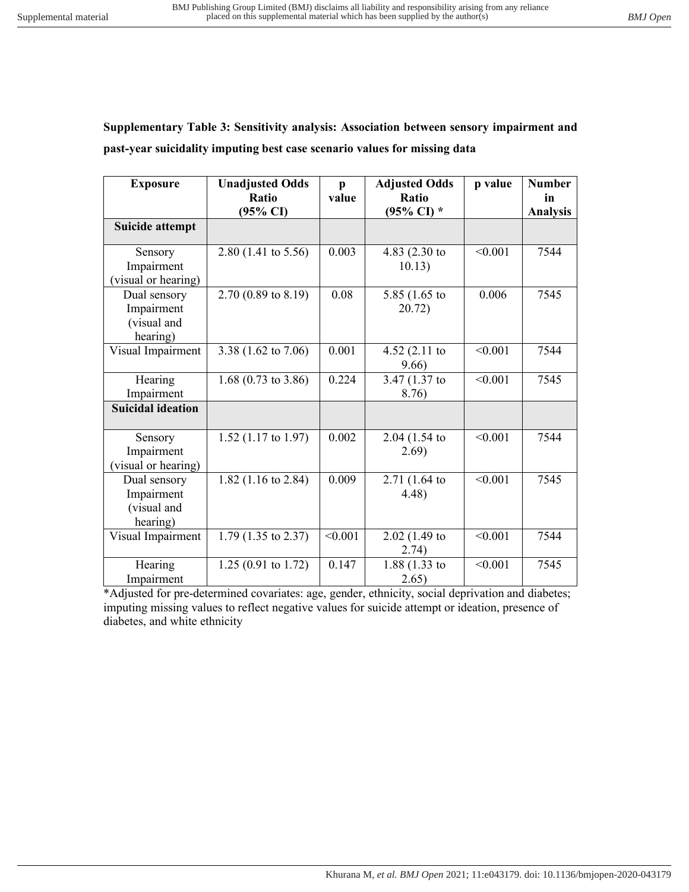**Supplementary Table 3: Sensitivity analysis: Association between sensory impairment and past-year suicidality imputing best case scenario values for missing data**

| Exposure | Unadjusted Odds Ratio (95% CI) | p value | Adjusted Odds Ratio (95% CI) * | p value | Number in Analysis |
|---|---|---|---|---|---|
| **Suicide attempt** | | | | | |
| Sensory Impairment (visual or hearing) | 2.80 (1.41 to 5.56) | 0.003 | 4.83 (2.30 to 10.13) | <0.001 | 7544 |
| Dual sensory Impairment (visual and hearing) | 2.70 (0.89 to 8.19) | 0.08 | 5.85 (1.65 to 20.72) | 0.006 | 7545 |
| Visual Impairment | 3.38 (1.62 to 7.06) | 0.001 | 4.52 (2.11 to 9.66) | <0.001 | 7544 |
| Hearing Impairment | 1.68 (0.73 to 3.86) | 0.224 | 3.47 (1.37 to 8.76) | <0.001 | 7545 |
| **Suicidal ideation** | | | | | |
| Sensory Impairment (visual or hearing) | 1.52 (1.17 to 1.97) | 0.002 | 2.04 (1.54 to 2.69) | <0.001 | 7544 |
| Dual sensory Impairment (visual and hearing) | 1.82 (1.16 to 2.84) | 0.009 | 2.71 (1.64 to 4.48) | <0.001 | 7545 |
| Visual Impairment | 1.79 (1.35 to 2.37) | <0.001 | 2.02 (1.49 to 2.74) | <0.001 | 7544 |
| Hearing Impairment | 1.25 (0.91 to 1.72) | 0.147 | 1.88 (1.33 to 2.65) | <0.001 | 7545 |

*Adjusted for pre-determined covariates: age, gender, ethnicity, social deprivation and diabetes; imputing missing values to reflect negative values for suicide attempt or ideation, presence of diabetes, and white ethnicity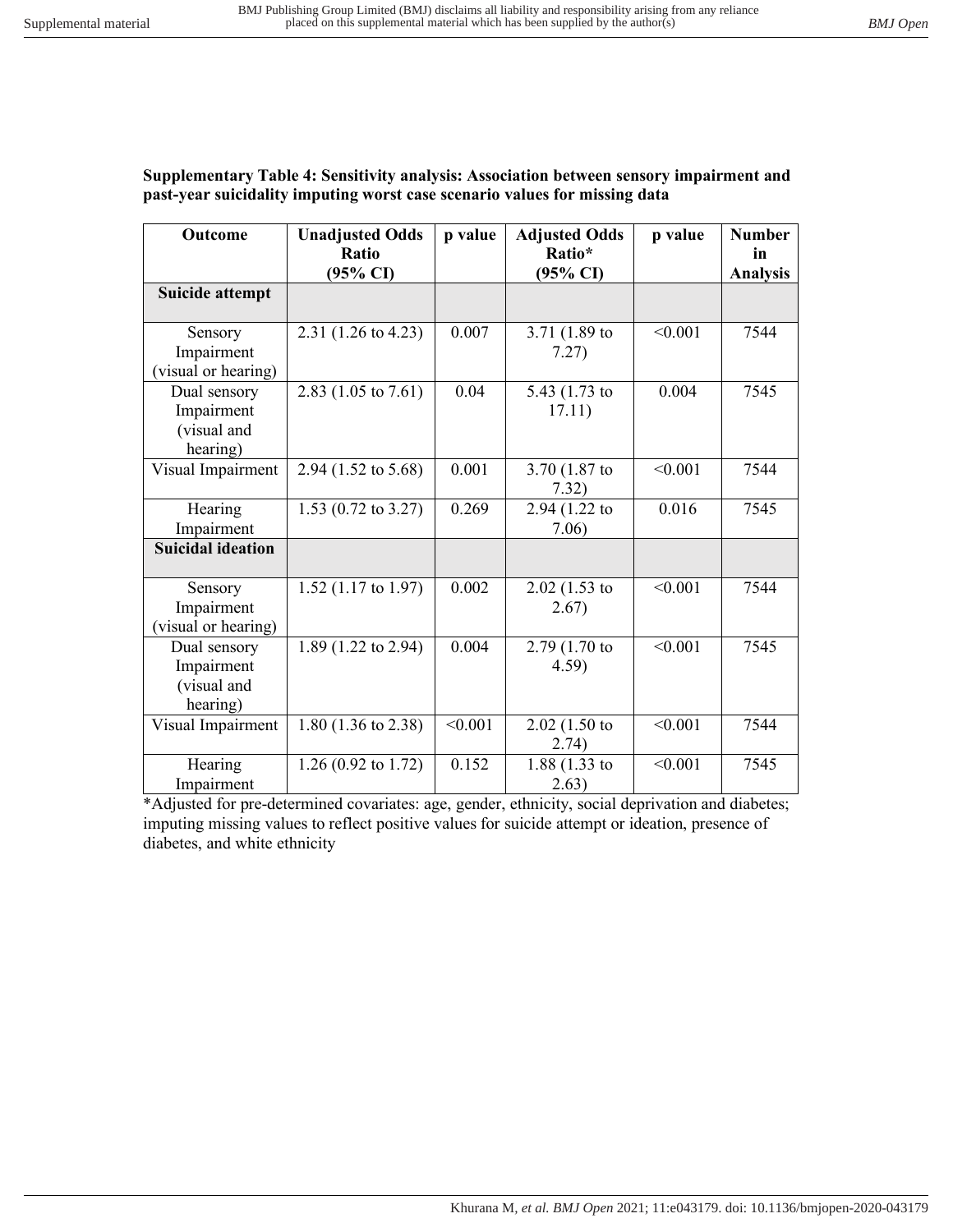**Supplementary Table 4: Sensitivity analysis: Association between sensory impairment and past-year suicidality imputing worst case scenario values for missing data**

| Outcome | Unadjusted Odds Ratio (95% CI) | p value | Adjusted Odds Ratio* (95% CI) | p value | Number in Analysis |
|---|---|---|---|---|---|
| **Suicide attempt** | | | | | |
| Sensory Impairment (visual or hearing) | 2.31 (1.26 to 4.23) | 0.007 | 3.71 (1.89 to 7.27) | <0.001 | 7544 |
| Dual sensory Impairment (visual and hearing) | 2.83 (1.05 to 7.61) | 0.04 | 5.43 (1.73 to 17.11) | 0.004 | 7545 |
| Visual Impairment | 2.94 (1.52 to 5.68) | 0.001 | 3.70 (1.87 to 7.32) | <0.001 | 7544 |
| Hearing Impairment | 1.53 (0.72 to 3.27) | 0.269 | 2.94 (1.22 to 7.06) | 0.016 | 7545 |
| **Suicidal ideation** | | | | | |
| Sensory Impairment (visual or hearing) | 1.52 (1.17 to 1.97) | 0.002 | 2.02 (1.53 to 2.67) | <0.001 | 7544 |
| Dual sensory Impairment (visual and hearing) | 1.89 (1.22 to 2.94) | 0.004 | 2.79 (1.70 to 4.59) | <0.001 | 7545 |
| Visual Impairment | 1.80 (1.36 to 2.38) | <0.001 | 2.02 (1.50 to 2.74) | <0.001 | 7544 |
| Hearing Impairment | 1.26 (0.92 to 1.72) | 0.152 | 1.88 (1.33 to 2.63) | <0.001 | 7545 |

*Adjusted for pre-determined covariates: age, gender, ethnicity, social deprivation and diabetes; imputing missing values to reflect positive values for suicide attempt or ideation, presence of diabetes, and white ethnicity